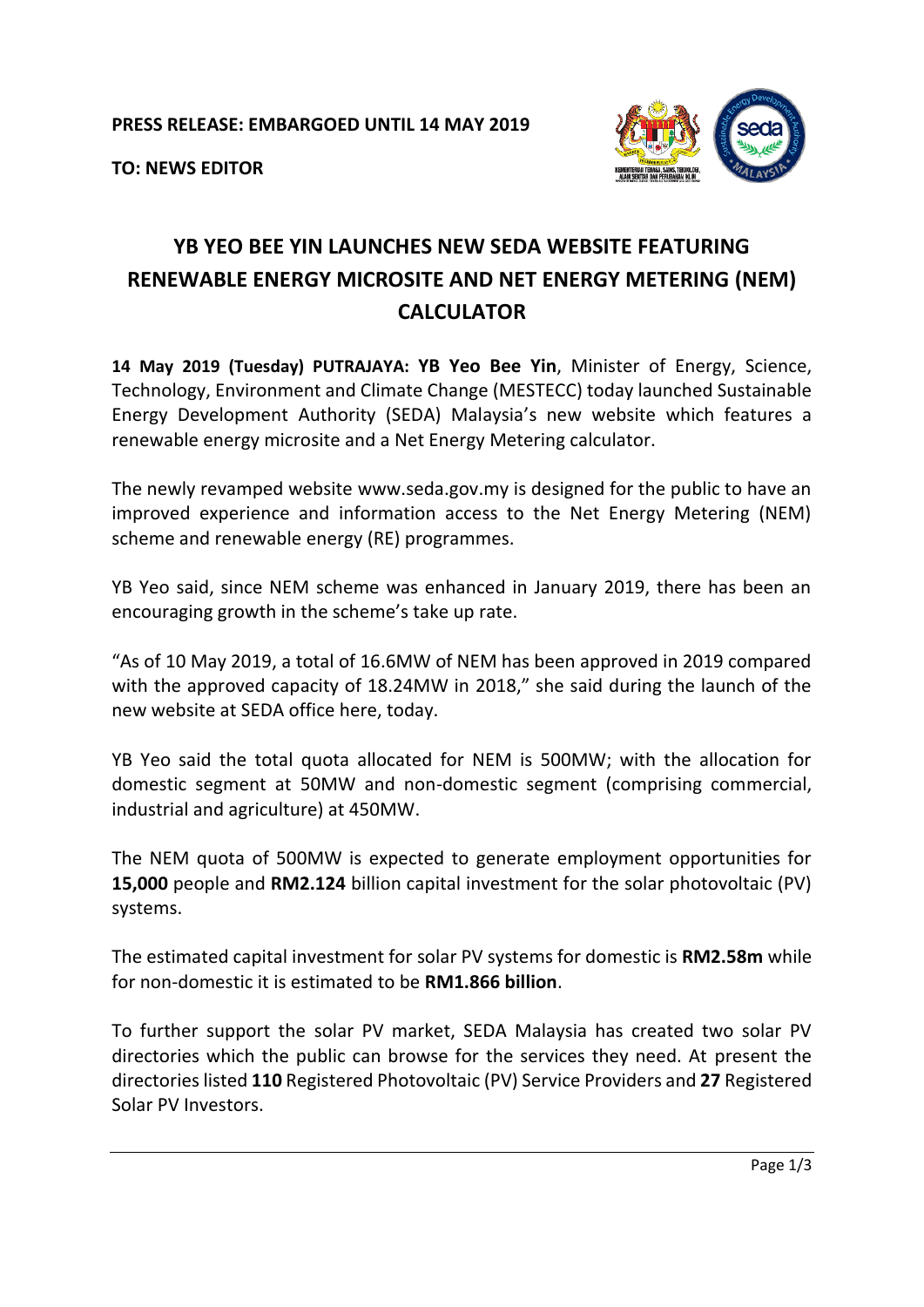**PRESS RELEASE: EMBARGOED UNTIL 14 MAY 2019**

**TO: NEWS EDITOR**

# YB YEO BEE YIN LAUNCHES NEW SEDA WEBSITE FEATURING RENEWABLE ENERGY MICROSITE AND NET ENERGY METERING (NEM) CALCULATOR

**14 May 2019 (Tuesday) PUTRAJAYA: YB Yeo Bee Yin**, Minister of Energy, Science, Technology, Environment and Climate Change (MESTECC) today launched Sustainable Energy Development Authority (SEDA) Malaysia's new website which features a renewable energy microsite and a Net Energy Metering calculator.

The newly revamped website www.seda.gov.my is designed for the public to have an improved experience and information access to the Net Energy Metering (NEM) scheme and renewable energy (RE) programmes.

YB Yeo said, since NEM scheme was enhanced in January 2019, there has been an encouraging growth in the scheme's take up rate.

"As of 10 May 2019, a total of 16.6MW of NEM has been approved in 2019 compared with the approved capacity of 18.24MW in 2018," she said during the launch of the new website at SEDA office here, today.

YB Yeo said the total quota allocated for NEM is 500MW; with the allocation for domestic segment at 50MW and non-domestic segment (comprising commercial, industrial and agriculture) at 450MW.

The NEM quota of 500MW is expected to generate employment opportunities for **15,000** people and **RM2.124** billion capital investment for the solar photovoltaic (PV) systems.

The estimated capital investment for solar PV systems for domestic is **RM2.58m** while for non-domestic it is estimated to be **RM1.866 billion**.

To further support the solar PV market, SEDA Malaysia has created two solar PV directories which the public can browse for the services they need. At present the directories listed **110** Registered Photovoltaic (PV) Service Providers and **27** Registered Solar PV Investors.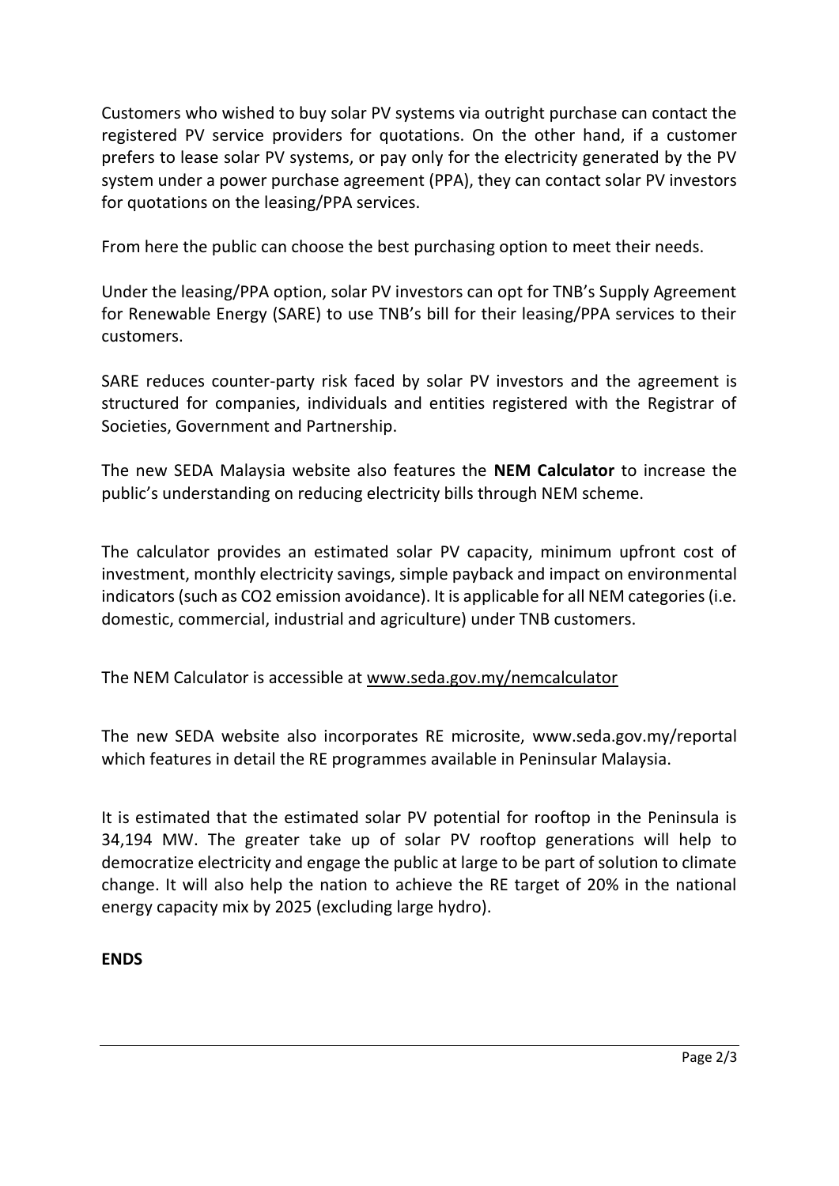Customers who wished to buy solar PV systems via outright purchase can contact the registered PV service providers for quotations. On the other hand, if a customer prefers to lease solar PV systems, or pay only for the electricity generated by the PV system under a power purchase agreement (PPA), they can contact solar PV investors for quotations on the leasing/PPA services.

From here the public can choose the best purchasing option to meet their needs.

Under the leasing/PPA option, solar PV investors can opt for TNB's Supply Agreement for Renewable Energy (SARE) to use TNB's bill for their leasing/PPA services to their customers.

SARE reduces counter-party risk faced by solar PV investors and the agreement is structured for companies, individuals and entities registered with the Registrar of Societies, Government and Partnership.

The new SEDA Malaysia website also features the **NEM Calculator** to increase the public's understanding on reducing electricity bills through NEM scheme.

The calculator provides an estimated solar PV capacity, minimum upfront cost of investment, monthly electricity savings, simple payback and impact on environmental indicators (such as $CO_2$ emission avoidance). It is applicable for all NEM categories (i.e. domestic, commercial, industrial and agriculture) under TNB customers.

The NEM Calculator is accessible at www.seda.gov.my/nemcalculator

The new SEDA website also incorporates RE microsite, www.seda.gov.my/reportal which features in detail the RE programmes available in Peninsular Malaysia.

It is estimated that the estimated solar PV potential for rooftop in the Peninsula is 34,194 MW. The greater take up of solar PV rooftop generations will help to democratize electricity and engage the public at large to be part of solution to climate change. It will also help the nation to achieve the RE target of 20% in the national energy capacity mix by 2025 (excluding large hydro).

**ENDS**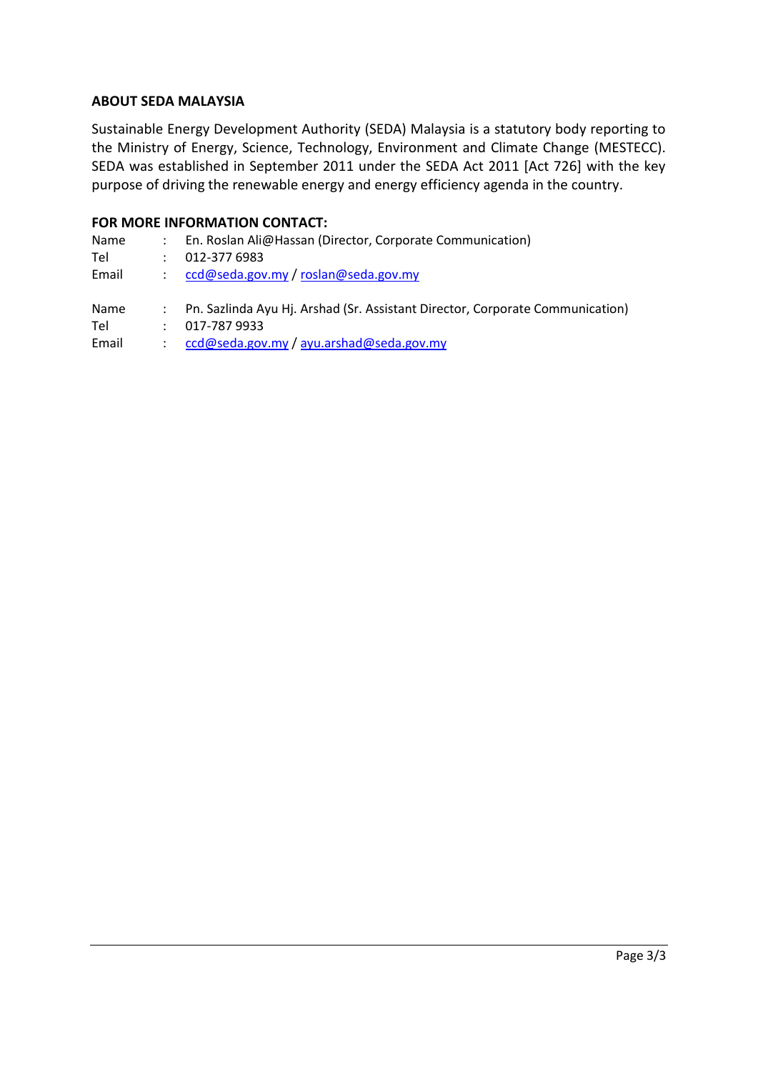**ABOUT SEDA MALAYSIA**

Sustainable Energy Development Authority (SEDA) Malaysia is a statutory body reporting to the Ministry of Energy, Science, Technology, Environment and Climate Change (MESTECC). SEDA was established in September 2011 under the SEDA Act 2011 [Act 726] with the key purpose of driving the renewable energy and energy efficiency agenda in the country.

**FOR MORE INFORMATION CONTACT:**

Name : En. Roslan Ali@Hassan (Director, Corporate Communication)
Tel : 012-377 6983
Email : ccd@seda.gov.my / roslan@seda.gov.my

Name : Pn. Sazlinda Ayu Hj. Arshad (Sr. Assistant Director, Corporate Communication)
Tel : 017-787 9933
Email : ccd@seda.gov.my / ayu.arshad@seda.gov.my